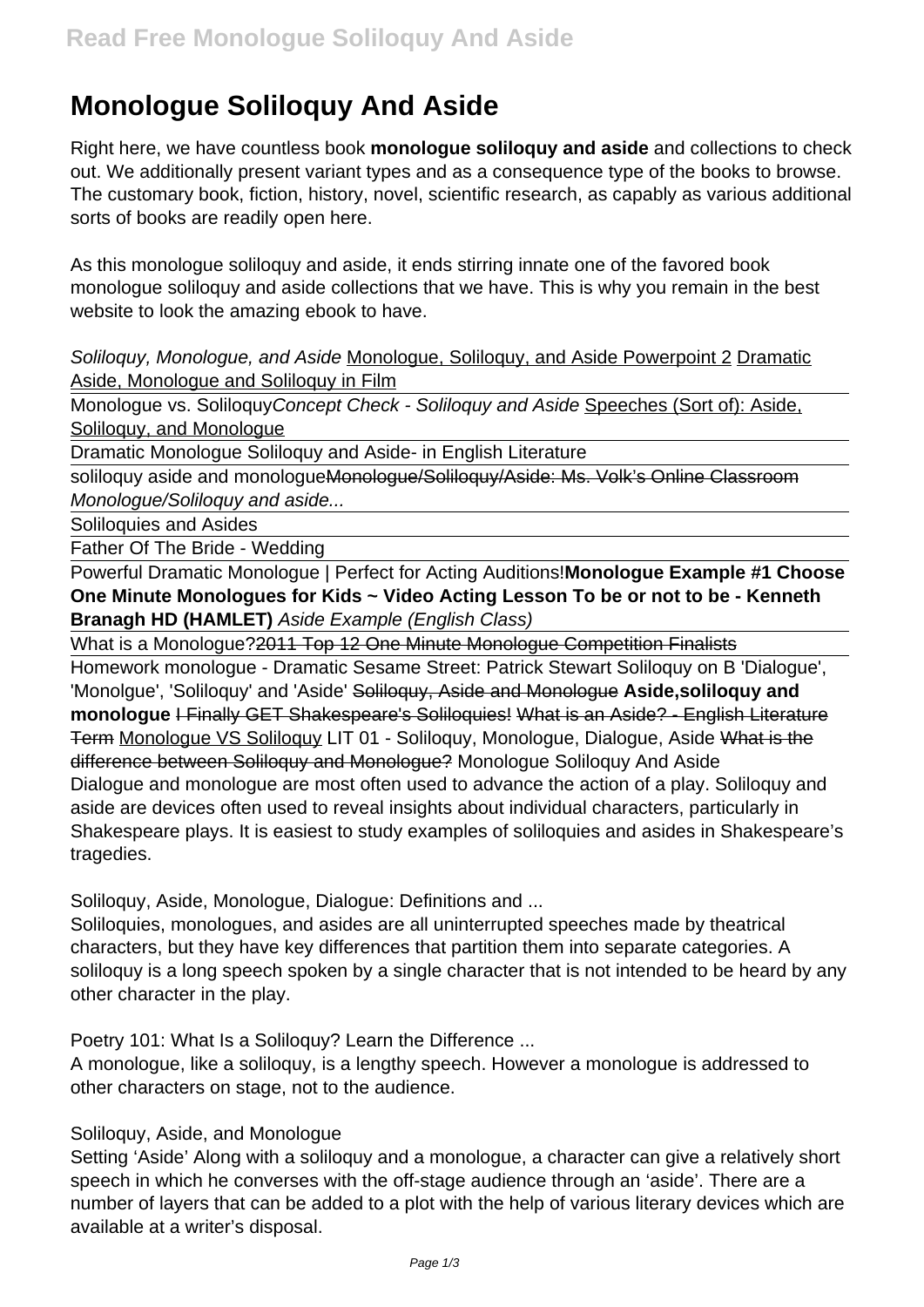# Monologue Soliloquy And Aside

Right here, we have countless book **monologue soliloquy and aside** and collections to check out. We additionally present variant types and as a consequence type of the books to browse. The customary book, fiction, history, novel, scientific research, as capably as various additional sorts of books are readily open here.

As this monologue soliloquy and aside, it ends stirring innate one of the favored book monologue soliloquy and aside collections that we have. This is why you remain in the best website to look the amazing ebook to have.

*Soliloquy, Monologue, and Aside* Monologue, Soliloquy, and Aside Powerpoint 2 Dramatic Aside, Monologue and Soliloquy in Film

Monologue vs. Soliloquy *Concept Check - Soliloquy and Aside* Speeches (Sort of): Aside, Soliloquy, and Monologue

Dramatic Monologue Soliloquy and Aside- in English Literature

soliloquy aside and monologue ~~Monologue/Soliloquy/Aside: Ms. Volk's Online Classroom~~ *Monologue/Soliloquy and aside...*

Soliloquies and Asides

Father Of The Bride - Wedding

Powerful Dramatic Monologue | Perfect for Acting Auditions! **Monologue Example #1 Choose One Minute Monologues for Kids ~ Video Acting Lesson To be or not to be - Kenneth Branagh HD (HAMLET)** *Aside Example (English Class)*

What is a Monologue? ~~2011 Top 12 One Minute Monologue Competition Finalists~~

Homework monologue - Dramatic Sesame Street: Patrick Stewart Soliloquy on B 'Dialogue', 'Monolgue', 'Soliloquy' and 'Aside' ~~Soliloquy, Aside and Monologue~~ **Aside,soliloquy and monologue** ~~I Finally GET Shakespeare's Soliloquies!~~ ~~What is an Aside? - English Literature Term~~ Monologue VS Soliloquy LIT 01 - Soliloquy, Monologue, Dialogue, Aside ~~What is the difference between Soliloquy and Monologue?~~ Monologue Soliloquy And Aside

Dialogue and monologue are most often used to advance the action of a play. Soliloquy and aside are devices often used to reveal insights about individual characters, particularly in Shakespeare plays. It is easiest to study examples of soliloquies and asides in Shakespeare's tragedies.

Soliloquy, Aside, Monologue, Dialogue: Definitions and ...

Soliloquies, monologues, and asides are all uninterrupted speeches made by theatrical characters, but they have key differences that partition them into separate categories. A soliloquy is a long speech spoken by a single character that is not intended to be heard by any other character in the play.

Poetry 101: What Is a Soliloquy? Learn the Difference ...

A monologue, like a soliloquy, is a lengthy speech. However a monologue is addressed to other characters on stage, not to the audience.

Soliloquy, Aside, and Monologue

Setting 'Aside' Along with a soliloquy and a monologue, a character can give a relatively short speech in which he converses with the off-stage audience through an 'aside'. There are a number of layers that can be added to a plot with the help of various literary devices which are available at a writer's disposal.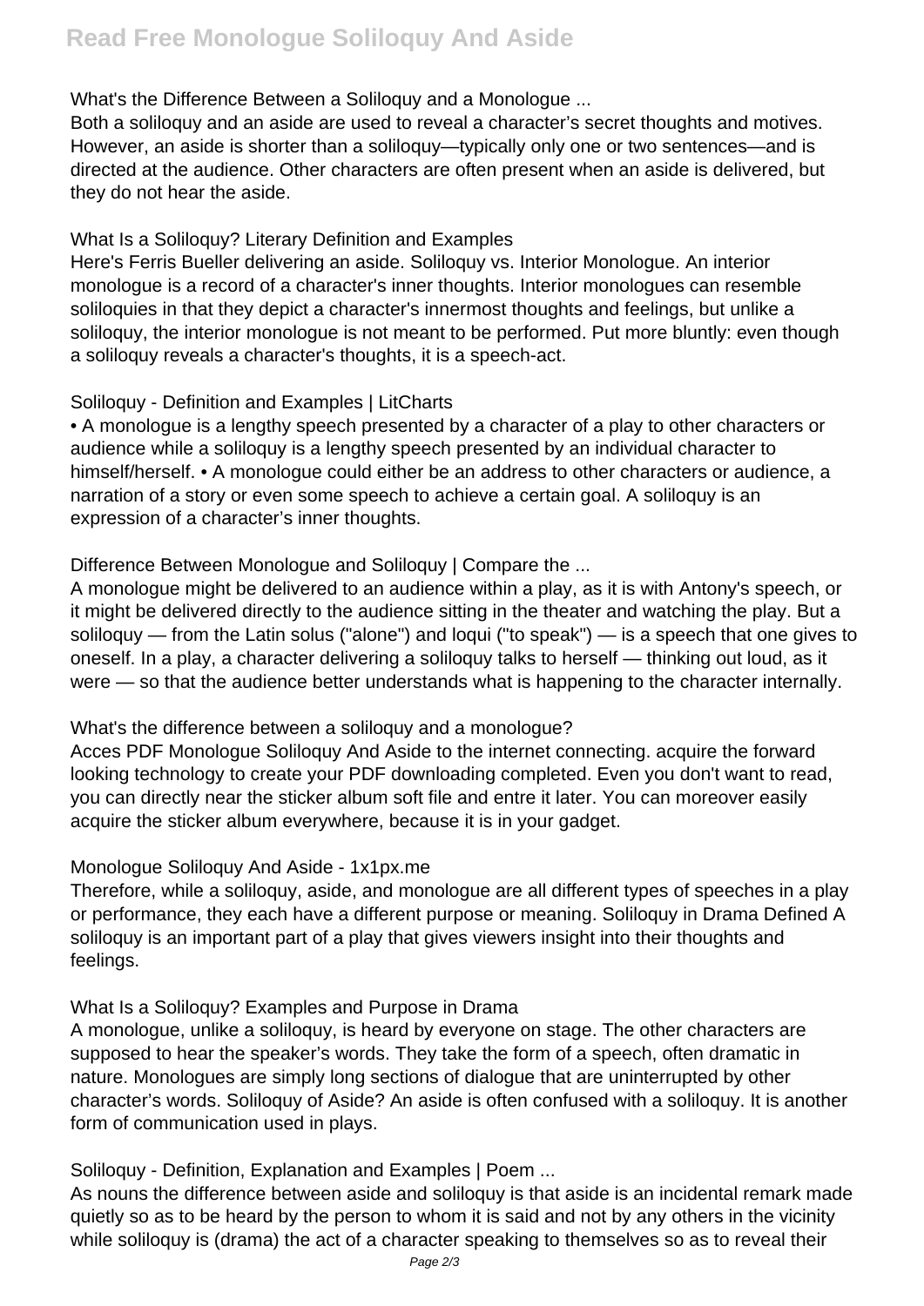What's the Difference Between a Soliloquy and a Monologue ...

Both a soliloquy and an aside are used to reveal a character's secret thoughts and motives. However, an aside is shorter than a soliloquy—typically only one or two sentences—and is directed at the audience. Other characters are often present when an aside is delivered, but they do not hear the aside.

What Is a Soliloquy? Literary Definition and Examples

Here's Ferris Bueller delivering an aside. Soliloquy vs. Interior Monologue. An interior monologue is a record of a character's inner thoughts. Interior monologues can resemble soliloquies in that they depict a character's innermost thoughts and feelings, but unlike a soliloquy, the interior monologue is not meant to be performed. Put more bluntly: even though a soliloquy reveals a character's thoughts, it is a speech-act.

Soliloquy - Definition and Examples | LitCharts

• A monologue is a lengthy speech presented by a character of a play to other characters or audience while a soliloquy is a lengthy speech presented by an individual character to himself/herself. • A monologue could either be an address to other characters or audience, a narration of a story or even some speech to achieve a certain goal. A soliloquy is an expression of a character's inner thoughts.

Difference Between Monologue and Soliloquy | Compare the ...

A monologue might be delivered to an audience within a play, as it is with Antony's speech, or it might be delivered directly to the audience sitting in the theater and watching the play. But a soliloquy — from the Latin solus ("alone") and loqui ("to speak") — is a speech that one gives to oneself. In a play, a character delivering a soliloquy talks to herself — thinking out loud, as it were — so that the audience better understands what is happening to the character internally.

What's the difference between a soliloquy and a monologue?

Acces PDF Monologue Soliloquy And Aside to the internet connecting. acquire the forward looking technology to create your PDF downloading completed. Even you don't want to read, you can directly near the sticker album soft file and entre it later. You can moreover easily acquire the sticker album everywhere, because it is in your gadget.

Monologue Soliloquy And Aside - 1x1px.me

Therefore, while a soliloquy, aside, and monologue are all different types of speeches in a play or performance, they each have a different purpose or meaning. Soliloquy in Drama Defined A soliloquy is an important part of a play that gives viewers insight into their thoughts and feelings.

What Is a Soliloquy? Examples and Purpose in Drama

A monologue, unlike a soliloquy, is heard by everyone on stage. The other characters are supposed to hear the speaker's words. They take the form of a speech, often dramatic in nature. Monologues are simply long sections of dialogue that are uninterrupted by other character's words. Soliloquy of Aside? An aside is often confused with a soliloquy. It is another form of communication used in plays.

Soliloquy - Definition, Explanation and Examples | Poem ...

As nouns the difference between aside and soliloquy is that aside is an incidental remark made quietly so as to be heard by the person to whom it is said and not by any others in the vicinity while soliloquy is (drama) the act of a character speaking to themselves so as to reveal their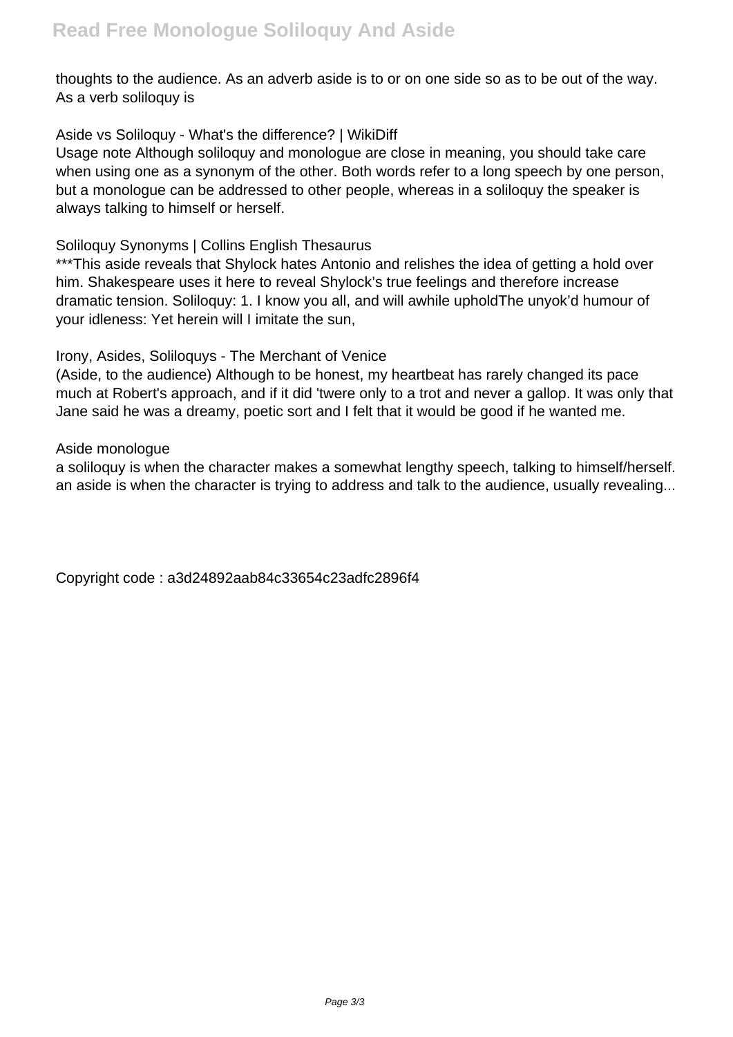thoughts to the audience. As an adverb aside is to or on one side so as to be out of the way. As a verb soliloquy is

Aside vs Soliloquy - What's the difference? | WikiDiff

Usage note Although soliloquy and monologue are close in meaning, you should take care when using one as a synonym of the other. Both words refer to a long speech by one person, but a monologue can be addressed to other people, whereas in a soliloquy the speaker is always talking to himself or herself.

Soliloquy Synonyms | Collins English Thesaurus

***This aside reveals that Shylock hates Antonio and relishes the idea of getting a hold over him. Shakespeare uses it here to reveal Shylock's true feelings and therefore increase dramatic tension. Soliloquy: 1. I know you all, and will awhile upholdThe unyok'd humour of your idleness: Yet herein will I imitate the sun,

Irony, Asides, Soliloquys - The Merchant of Venice

(Aside, to the audience) Although to be honest, my heartbeat has rarely changed its pace much at Robert's approach, and if it did 'twere only to a trot and never a gallop. It was only that Jane said he was a dreamy, poetic sort and I felt that it would be good if he wanted me.

Aside monologue

a soliloquy is when the character makes a somewhat lengthy speech, talking to himself/herself. an aside is when the character is trying to address and talk to the audience, usually revealing...

Copyright code : a3d24892aab84c33654c23adfc2896f4